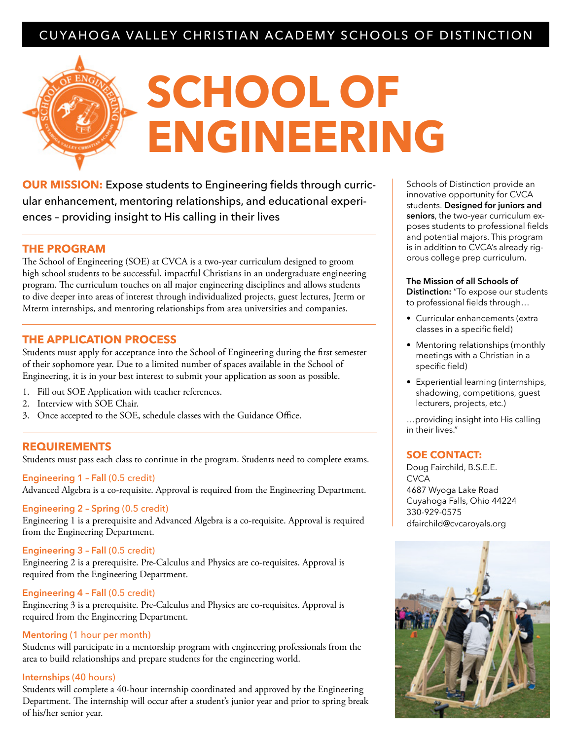CUYAHOGA VALLEY CHRISTIAN ACADEMY SCHOOLS OF DISTINCTION

# SCHOOL OF ENGINEERING

**OUR MISSION:** Expose students to Engineering fields through curricular enhancement, mentoring relationships, and educational experiences – providing insight to His calling in their lives

## THE PROGRAM

The School of Engineering (SOE) at CVCA is a two-year curriculum designed to groom high school students to be successful, impactful Christians in an undergraduate engineering program. The curriculum touches on all major engineering disciplines and allows students to dive deeper into areas of interest through individualized projects, guest lectures, Jterm or Mterm internships, and mentoring relationships from area universities and companies.

## THE APPLICATION PROCESS

Students must apply for acceptance into the School of Engineering during the first semester of their sophomore year. Due to a limited number of spaces available in the School of Engineering, it is in your best interest to submit your application as soon as possible.

1. Fill out SOE Application with teacher references.
2. Interview with SOE Chair.
3. Once accepted to the SOE, schedule classes with the Guidance Office.

## REQUIREMENTS

Students must pass each class to continue in the program. Students need to complete exams.

### Engineering 1 – Fall (0.5 credit)

Advanced Algebra is a co-requisite. Approval is required from the Engineering Department.

### Engineering 2 – Spring (0.5 credit)

Engineering 1 is a prerequisite and Advanced Algebra is a co-requisite. Approval is required from the Engineering Department.

### Engineering 3 – Fall (0.5 credit)

Engineering 2 is a prerequisite. Pre-Calculus and Physics are co-requisites. Approval is required from the Engineering Department.

### Engineering 4 – Fall (0.5 credit)

Engineering 3 is a prerequisite. Pre-Calculus and Physics are co-requisites. Approval is required from the Engineering Department.

### Mentoring (1 hour per month)

Students will participate in a mentorship program with engineering professionals from the area to build relationships and prepare students for the engineering world.

### Internships (40 hours)

Students will complete a 40-hour internship coordinated and approved by the Engineering Department. The internship will occur after a student's junior year and prior to spring break of his/her senior year.

---

Schools of Distinction provide an innovative opportunity for CVCA students. **Designed for juniors and seniors**, the two-year curriculum exposes students to professional fields and potential majors. This program is in addition to CVCA's already rigorous college prep curriculum.

**The Mission of all Schools of Distinction:** "To expose our students to professional fields through…

- Curricular enhancements (extra classes in a specific field)
- Mentoring relationships (monthly meetings with a Christian in a specific field)
- Experiential learning (internships, shadowing, competitions, guest lecturers, projects, etc.)

…providing insight into His calling in their lives."

## SOE CONTACT:

Doug Fairchild, B.S.E.E.
CVCA
4687 Wyoga Lake Road
Cuyahoga Falls, Ohio 44224
330-929-0575
dfairchild@cvcaroyals.org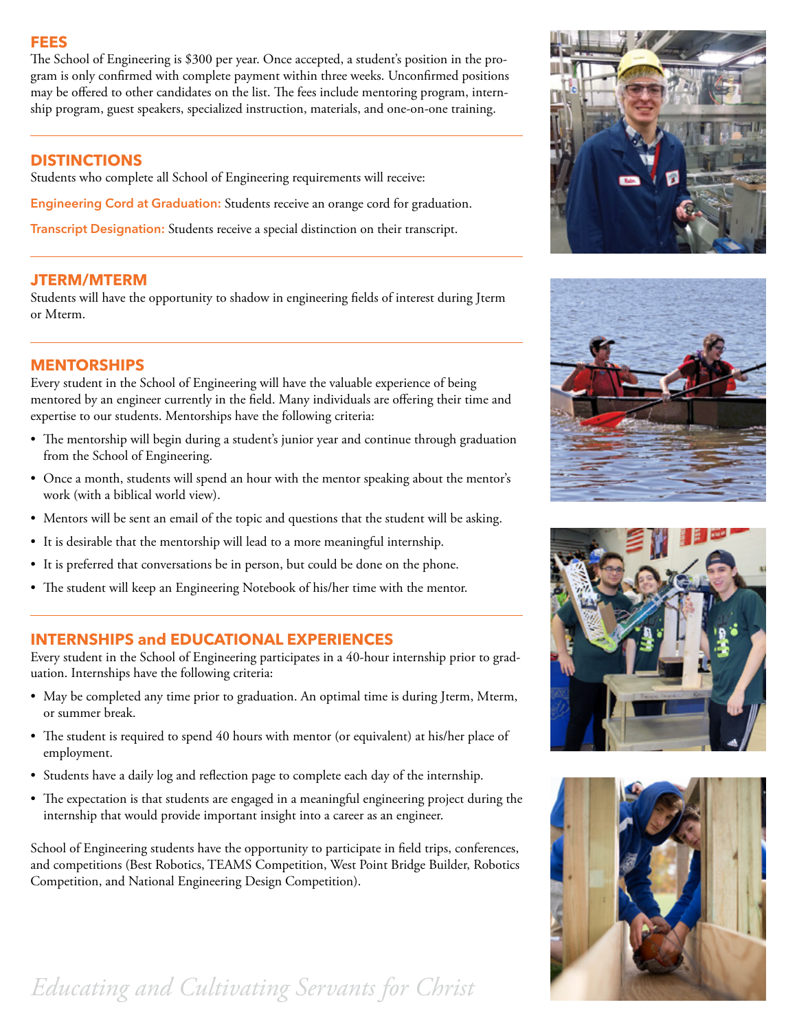## FEES

The School of Engineering is $300 per year. Once accepted, a student's position in the program is only confirmed with complete payment within three weeks. Unconfirmed positions may be offered to other candidates on the list. The fees include mentoring program, internship program, guest speakers, specialized instruction, materials, and one-on-one training.

## DISTINCTIONS

Students who complete all School of Engineering requirements will receive:

**Engineering Cord at Graduation:** Students receive an orange cord for graduation.

**Transcript Designation:** Students receive a special distinction on their transcript.

## JTERM/MTERM

Students will have the opportunity to shadow in engineering fields of interest during Jterm or Mterm.

## MENTORSHIPS

Every student in the School of Engineering will have the valuable experience of being mentored by an engineer currently in the field. Many individuals are offering their time and expertise to our students. Mentorships have the following criteria:

- The mentorship will begin during a student's junior year and continue through graduation from the School of Engineering.
- Once a month, students will spend an hour with the mentor speaking about the mentor's work (with a biblical world view).
- Mentors will be sent an email of the topic and questions that the student will be asking.
- It is desirable that the mentorship will lead to a more meaningful internship.
- It is preferred that conversations be in person, but could be done on the phone.
- The student will keep an Engineering Notebook of his/her time with the mentor.

## INTERNSHIPS and EDUCATIONAL EXPERIENCES

Every student in the School of Engineering participates in a 40-hour internship prior to graduation. Internships have the following criteria:

- May be completed any time prior to graduation. An optimal time is during Jterm, Mterm, or summer break.
- The student is required to spend 40 hours with mentor (or equivalent) at his/her place of employment.
- Students have a daily log and reflection page to complete each day of the internship.
- The expectation is that students are engaged in a meaningful engineering project during the internship that would provide important insight into a career as an engineer.

School of Engineering students have the opportunity to participate in field trips, conferences, and competitions (Best Robotics, TEAMS Competition, West Point Bridge Builder, Robotics Competition, and National Engineering Design Competition).

*Educating and Cultivating Servants for Christ*